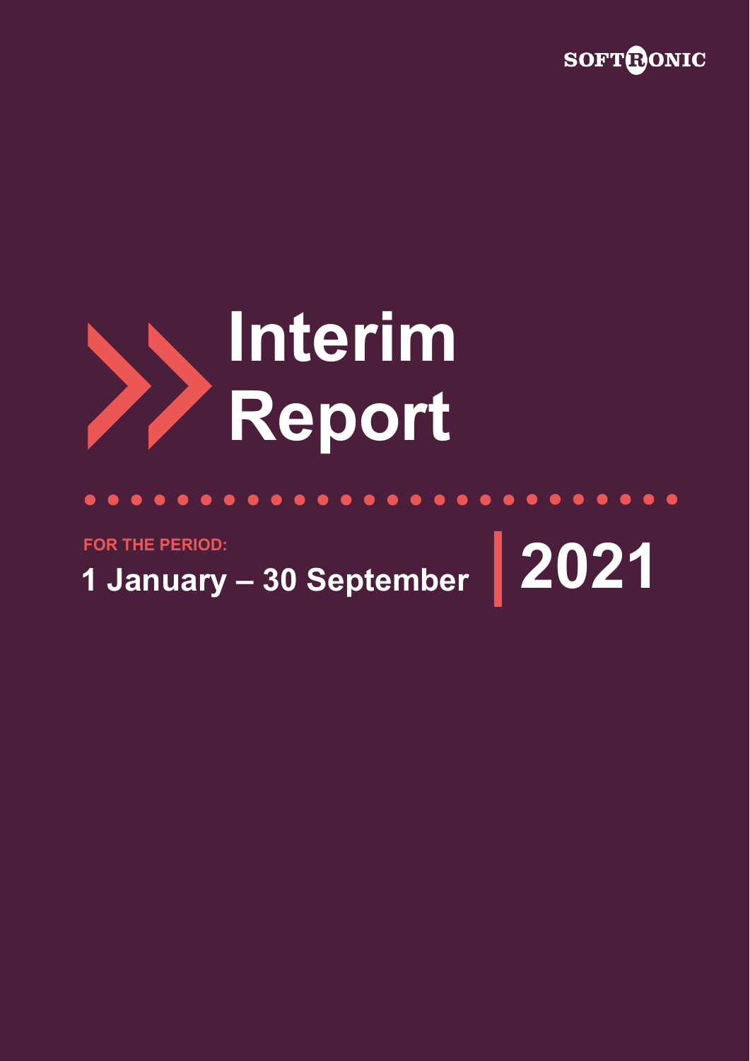SOFTRONIC

# Interim Report

FOR THE PERIOD:

**1 January – 30 September** **2021**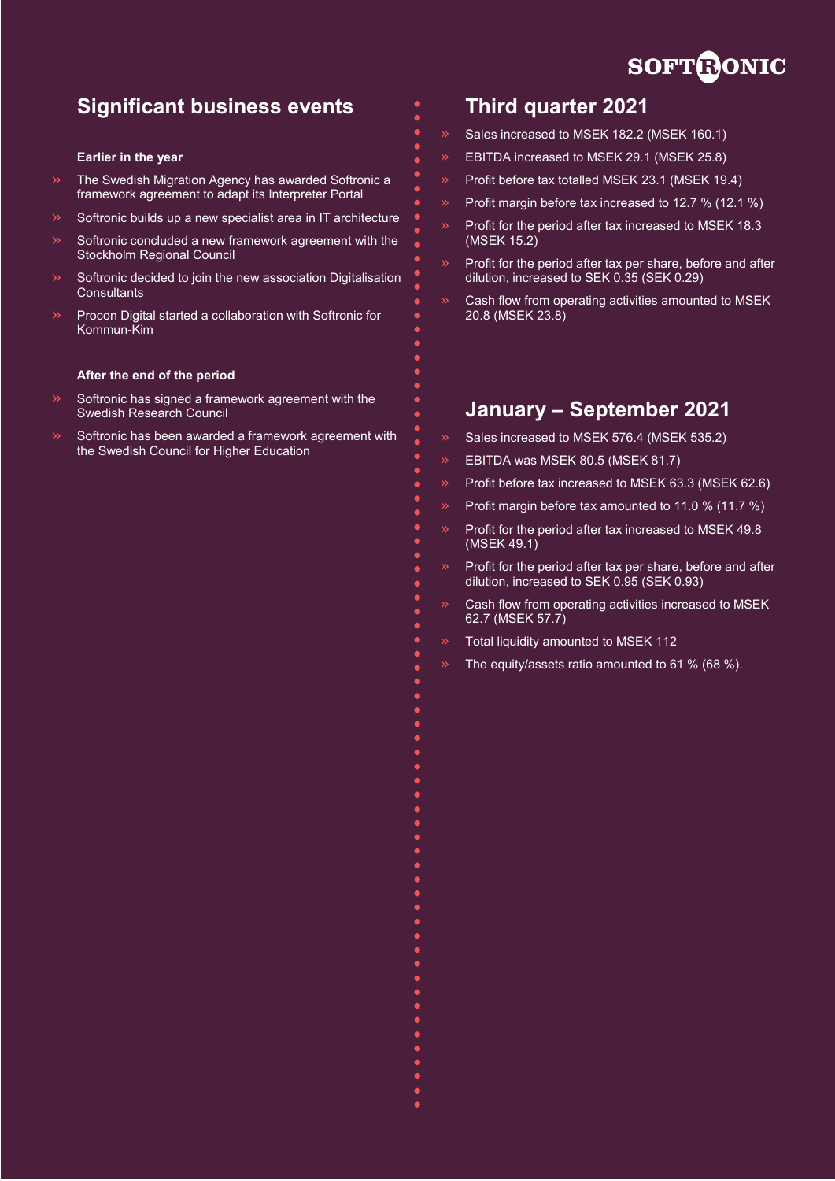## Significant business events

**Earlier in the year**

- The Swedish Migration Agency has awarded Softronic a framework agreement to adapt its Interpreter Portal
- Softronic builds up a new specialist area in IT architecture
- Softronic concluded a new framework agreement with the Stockholm Regional Council
- Softronic decided to join the new association Digitalisation Consultants
- Procon Digital started a collaboration with Softronic for Kommun-Kim

**After the end of the period**

- Softronic has signed a framework agreement with the Swedish Research Council
- Softronic has been awarded a framework agreement with the Swedish Council for Higher Education

## Third quarter 2021

- Sales increased to MSEK 182.2 (MSEK 160.1)
- EBITDA increased to MSEK 29.1 (MSEK 25.8)
- Profit before tax totalled MSEK 23.1 (MSEK 19.4)
- Profit margin before tax increased to 12.7 % (12.1 %)
- Profit for the period after tax increased to MSEK 18.3 (MSEK 15.2)
- Profit for the period after tax per share, before and after dilution, increased to SEK 0.35 (SEK 0.29)
- Cash flow from operating activities amounted to MSEK 20.8 (MSEK 23.8)

## January – September 2021

- Sales increased to MSEK 576.4 (MSEK 535.2)
- EBITDA was MSEK 80.5 (MSEK 81.7)
- Profit before tax increased to MSEK 63.3 (MSEK 62.6)
- Profit margin before tax amounted to 11.0 % (11.7 %)
- Profit for the period after tax increased to MSEK 49.8 (MSEK 49.1)
- Profit for the period after tax per share, before and after dilution, increased to SEK 0.95 (SEK 0.93)
- Cash flow from operating activities increased to MSEK 62.7 (MSEK 57.7)
- Total liquidity amounted to MSEK 112
- The equity/assets ratio amounted to 61 % (68 %).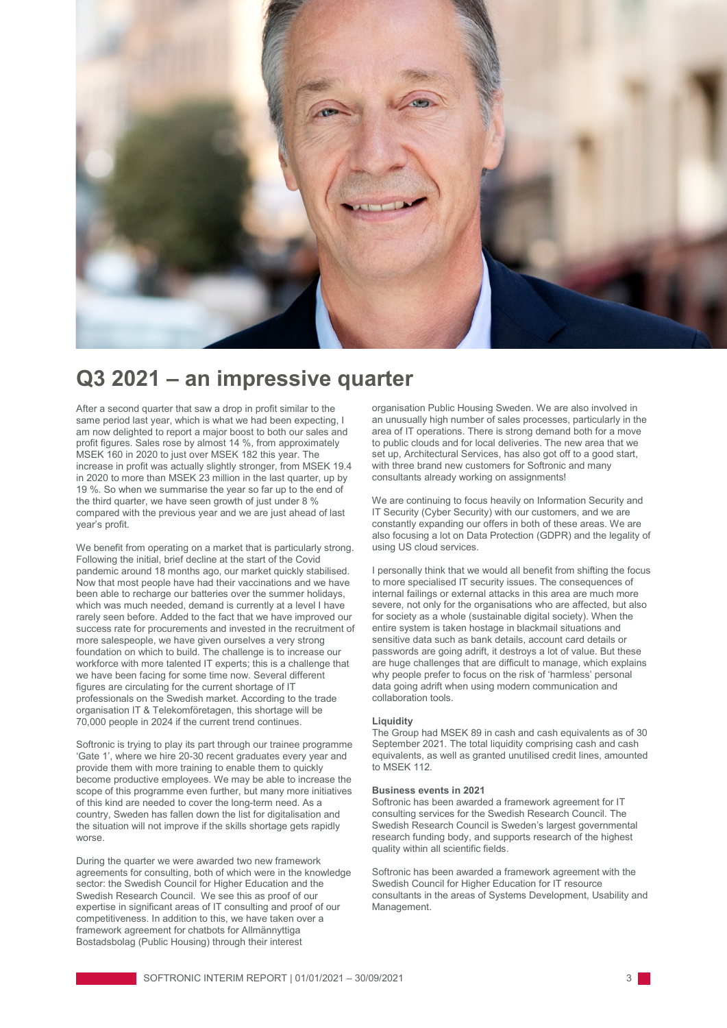# Q3 2021 – an impressive quarter

After a second quarter that saw a drop in profit similar to the same period last year, which is what we had been expecting, I am now delighted to report a major boost to both our sales and profit figures. Sales rose by almost 14 %, from approximately MSEK 160 in 2020 to just over MSEK 182 this year. The increase in profit was actually slightly stronger, from MSEK 19.4 in 2020 to more than MSEK 23 million in the last quarter, up by 19 %. So when we summarise the year so far up to the end of the third quarter, we have seen growth of just under 8 % compared with the previous year and we are just ahead of last year's profit.

We benefit from operating on a market that is particularly strong. Following the initial, brief decline at the start of the Covid pandemic around 18 months ago, our market quickly stabilised. Now that most people have had their vaccinations and we have been able to recharge our batteries over the summer holidays, which was much needed, demand is currently at a level I have rarely seen before. Added to the fact that we have improved our success rate for procurements and invested in the recruitment of more salespeople, we have given ourselves a very strong foundation on which to build. The challenge is to increase our workforce with more talented IT experts; this is a challenge that we have been facing for some time now. Several different figures are circulating for the current shortage of IT professionals on the Swedish market. According to the trade organisation IT & Telekomföretagen, this shortage will be 70,000 people in 2024 if the current trend continues.

Softronic is trying to play its part through our trainee programme 'Gate 1', where we hire 20-30 recent graduates every year and provide them with more training to enable them to quickly become productive employees. We may be able to increase the scope of this programme even further, but many more initiatives of this kind are needed to cover the long-term need. As a country, Sweden has fallen down the list for digitalisation and the situation will not improve if the skills shortage gets rapidly worse.

During the quarter we were awarded two new framework agreements for consulting, both of which were in the knowledge sector: the Swedish Council for Higher Education and the Swedish Research Council. We see this as proof of our expertise in significant areas of IT consulting and proof of our competitiveness. In addition to this, we have taken over a framework agreement for chatbots for Allmännyttiga Bostadsbolag (Public Housing) through their interest organisation Public Housing Sweden. We are also involved in an unusually high number of sales processes, particularly in the area of IT operations. There is strong demand both for a move to public clouds and for local deliveries. The new area that we set up, Architectural Services, has also got off to a good start, with three brand new customers for Softronic and many consultants already working on assignments!

We are continuing to focus heavily on Information Security and IT Security (Cyber Security) with our customers, and we are constantly expanding our offers in both of these areas. We are also focusing a lot on Data Protection (GDPR) and the legality of using US cloud services.

I personally think that we would all benefit from shifting the focus to more specialised IT security issues. The consequences of internal failings or external attacks in this area are much more severe, not only for the organisations who are affected, but also for society as a whole (sustainable digital society). When the entire system is taken hostage in blackmail situations and sensitive data such as bank details, account card details or passwords are going adrift, it destroys a lot of value. But these are huge challenges that are difficult to manage, which explains why people prefer to focus on the risk of 'harmless' personal data going adrift when using modern communication and collaboration tools.

**Liquidity**

The Group had MSEK 89 in cash and cash equivalents as of 30 September 2021. The total liquidity comprising cash and cash equivalents, as well as granted unutilised credit lines, amounted to MSEK 112.

**Business events in 2021**

Softronic has been awarded a framework agreement for IT consulting services for the Swedish Research Council. The Swedish Research Council is Sweden's largest governmental research funding body, and supports research of the highest quality within all scientific fields.

Softronic has been awarded a framework agreement with the Swedish Council for Higher Education for IT resource consultants in the areas of Systems Development, Usability and Management.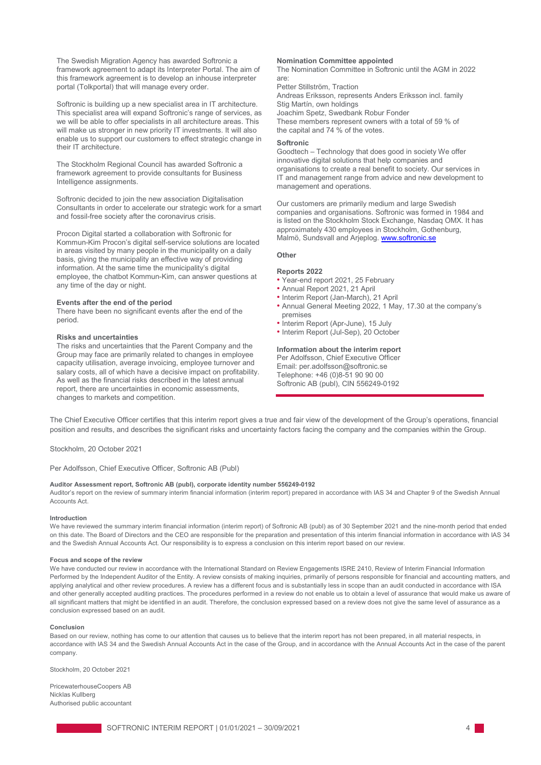The Swedish Migration Agency has awarded Softronic a framework agreement to adapt its Interpreter Portal. The aim of this framework agreement is to develop an inhouse interpreter portal (Tolkportal) that will manage every order.

Softronic is building up a new specialist area in IT architecture. This specialist area will expand Softronic's range of services, as we will be able to offer specialists in all architecture areas. This will make us stronger in new priority IT investments. It will also enable us to support our customers to effect strategic change in their IT architecture.

The Stockholm Regional Council has awarded Softronic a framework agreement to provide consultants for Business Intelligence assignments.

Softronic decided to join the new association Digitalisation Consultants in order to accelerate our strategic work for a smart and fossil-free society after the coronavirus crisis.

Procon Digital started a collaboration with Softronic for Kommun-Kim Procon's digital self-service solutions are located in areas visited by many people in the municipality on a daily basis, giving the municipality an effective way of providing information. At the same time the municipality's digital employee, the chatbot Kommun-Kim, can answer questions at any time of the day or night.

**Events after the end of the period**

There have been no significant events after the end of the period.

**Risks and uncertainties**

The risks and uncertainties that the Parent Company and the Group may face are primarily related to changes in employee capacity utilisation, average invoicing, employee turnover and salary costs, all of which have a decisive impact on profitability. As well as the financial risks described in the latest annual report, there are uncertainties in economic assessments, changes to markets and competition.

**Nomination Committee appointed**

The Nomination Committee in Softronic until the AGM in 2022 are:
Petter Stillström, Traction
Andreas Eriksson, represents Anders Eriksson incl. family
Stig Martín, own holdings
Joachim Spetz, Swedbank Robur Fonder
These members represent owners with a total of 59 % of the capital and 74 % of the votes.

**Softronic**

Goodtech – Technology that does good in society We offer innovative digital solutions that help companies and organisations to create a real benefit to society. Our services in IT and management range from advice and new development to management and operations.

Our customers are primarily medium and large Swedish companies and organisations. Softronic was formed in 1984 and is listed on the Stockholm Stock Exchange, Nasdaq OMX. It has approximately 430 employees in Stockholm, Gothenburg, Malmö, Sundsvall and Arjeplog. www.softronic.se

**Other**

**Reports 2022**

- Year-end report 2021, 25 February
- Annual Report 2021, 21 April
- Interim Report (Jan-March), 21 April
- Annual General Meeting 2022, 1 May, 17.30 at the company's premises
- Interim Report (Apr-June), 15 July
- Interim Report (Jul-Sep), 20 October

**Information about the interim report**

Per Adolfsson, Chief Executive Officer
Email: per.adolfsson@softronic.se
Telephone: +46 (0)8-51 90 90 00
Softronic AB (publ), CIN 556249-0192

The Chief Executive Officer certifies that this interim report gives a true and fair view of the development of the Group's operations, financial position and results, and describes the significant risks and uncertainty factors facing the company and the companies within the Group.

Stockholm, 20 October 2021

Per Adolfsson, Chief Executive Officer, Softronic AB (Publ)

**Auditor Assessment report, Softronic AB (publ), corporate identity number 556249-0192**

Auditor's report on the review of summary interim financial information (interim report) prepared in accordance with IAS 34 and Chapter 9 of the Swedish Annual Accounts Act.

**Introduction**

We have reviewed the summary interim financial information (interim report) of Softronic AB (publ) as of 30 September 2021 and the nine-month period that ended on this date. The Board of Directors and the CEO are responsible for the preparation and presentation of this interim financial information in accordance with IAS 34 and the Swedish Annual Accounts Act. Our responsibility is to express a conclusion on this interim report based on our review.

**Focus and scope of the review**

We have conducted our review in accordance with the International Standard on Review Engagements ISRE 2410, Review of Interim Financial Information Performed by the Independent Auditor of the Entity. A review consists of making inquiries, primarily of persons responsible for financial and accounting matters, and applying analytical and other review procedures. A review has a different focus and is substantially less in scope than an audit conducted in accordance with ISA and other generally accepted auditing practices. The procedures performed in a review do not enable us to obtain a level of assurance that would make us aware of all significant matters that might be identified in an audit. Therefore, the conclusion expressed based on a review does not give the same level of assurance as a conclusion expressed based on an audit.

**Conclusion**

Based on our review, nothing has come to our attention that causes us to believe that the interim report has not been prepared, in all material respects, in accordance with IAS 34 and the Swedish Annual Accounts Act in the case of the Group, and in accordance with the Annual Accounts Act in the case of the parent company.

Stockholm, 20 October 2021

PricewaterhouseCoopers AB
Nicklas Kullberg
Authorised public accountant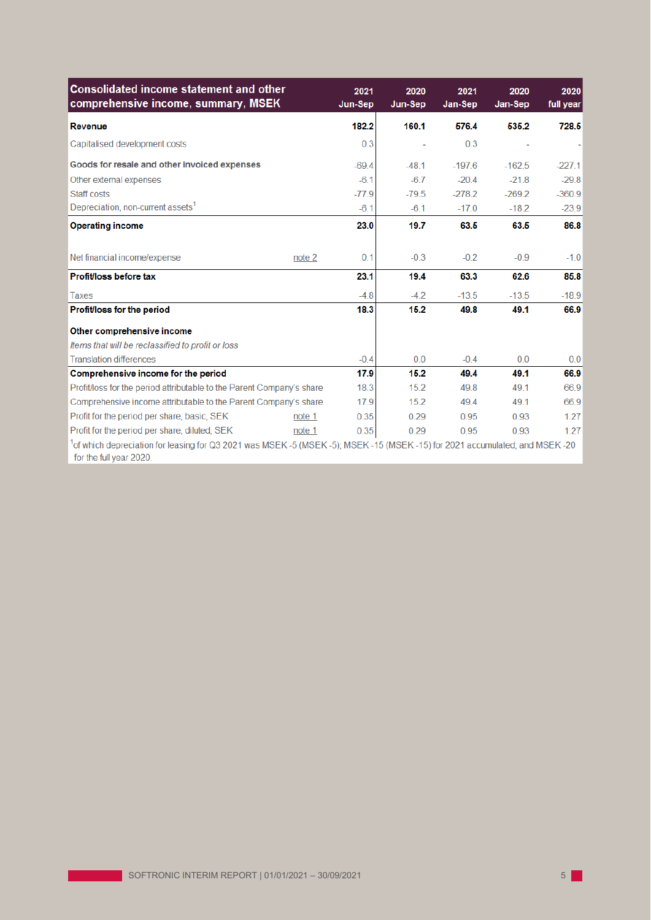| Consolidated income statement and other comprehensive income, summary, MSEK | | 2021 Jun-Sep | 2020 Jun-Sep | 2021 Jan-Sep | 2020 Jan-Sep | 2020 full year |
|---|---|---|---|---|---|---|
| **Revenue** | | **182.2** | **160.1** | **576.4** | **535.2** | **728.5** |
| Capitalised development costs | | 0.3 | - | 0.3 | - | - |
| **Goods for resale and other invoiced expenses** | | -69.4 | -48.1 | -197.6 | -162.5 | -227.1 |
| Other external expenses | | -6.1 | -6.7 | -20.4 | -21.8 | -29.8 |
| Staff costs | | -77.9 | -79.5 | -278.2 | -269.2 | -360.9 |
| Depreciation, non-current assets[1] | | -6.1 | -6.1 | -17.0 | -18.2 | -23.9 |
| **Operating income** | | **23.0** | **19.7** | **63.5** | **63.5** | **86.8** |
| Net financial income/expense | note 2 | 0.1 | -0.3 | -0.2 | -0.9 | -1.0 |
| **Profit/loss before tax** | | **23.1** | **19.4** | **63.3** | **62.6** | **85.8** |
| Taxes | | -4.8 | -4.2 | -13.5 | -13.5 | -18.9 |
| **Profit/loss for the period** | | **18.3** | **15.2** | **49.8** | **49.1** | **66.9** |
| **Other comprehensive income** | | | | | | |
| *Items that will be reclassified to profit or loss* | | | | | | |
| Translation differences | | -0.4 | 0.0 | -0.4 | 0.0 | 0.0 |
| **Comprehensive income for the period** | | **17.9** | **15.2** | **49.4** | **49.1** | **66.9** |
| Profit/loss for the period attributable to the Parent Company's share | | 18.3 | 15.2 | 49.8 | 49.1 | 66.9 |
| Comprehensive income attributable to the Parent Company's share | | 17.9 | 15.2 | 49.4 | 49.1 | 66.9 |
| Profit for the period per share, basic, SEK | note 1 | 0.35 | 0.29 | 0.95 | 0.93 | 1.27 |
| Profit for the period per share, diluted, SEK | note 1 | 0.35 | 0.29 | 0.95 | 0.93 | 1.27 |

[1]of which depreciation for leasing for Q3 2021 was MSEK -5 (MSEK -5); MSEK -15 (MSEK -15) for 2021 accumulated; and MSEK -20 for the full year 2020.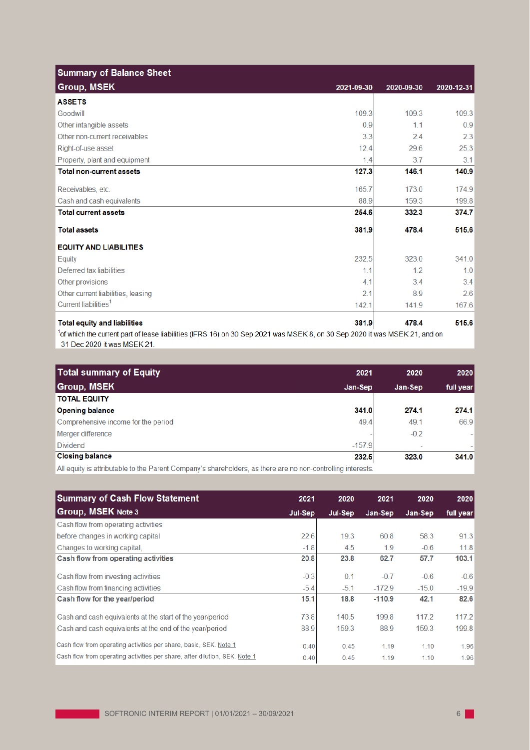## Summary of Balance Sheet

| Group, MSEK | 2021-09-30 | 2020-09-30 | 2020-12-31 |
|---|---|---|---|
| **ASSETS** | | | |
| Goodwill | 109.3 | 109.3 | 109.3 |
| Other intangible assets | 0.9 | 1.1 | 0.9 |
| Other non-current receivables | 3.3 | 2.4 | 2.3 |
| Right-of-use asset | 12.4 | 29.6 | 25.3 |
| Property, plant and equipment | 1.4 | 3.7 | 3.1 |
| **Total non-current assets** | **127.3** | **146.1** | **140.9** |
| Receivables, etc. | 165.7 | 173.0 | 174.9 |
| Cash and cash equivalents | 88.9 | 159.3 | 199.8 |
| **Total current assets** | **254.6** | **332.3** | **374.7** |
| **Total assets** | **381.9** | **478.4** | **515.6** |
| **EQUITY AND LIABILITIES** | | | |
| Equity | 232.5 | 323.0 | 341.0 |
| Deferred tax liabilities | 1.1 | 1.2 | 1.0 |
| Other provisions | 4.1 | 3.4 | 3.4 |
| Other current liabilities, leasing | 2.1 | 8.9 | 2.6 |
| Current liabilities[1] | 142.1 | 141.9 | 167.6 |
| **Total equity and liabilities** | **381.9** | **478.4** | **515.6** |

[1]of which the current part of lease liabilities (IFRS 16) on 30 Sep 2021 was MSEK 8, on 30 Sep 2020 it was MSEK 21, and on 31 Dec 2020 it was MSEK 21.

## Total summary of Equity

| Group, MSEK | 2021 Jan-Sep | 2020 Jan-Sep | 2020 full year |
|---|---|---|---|
| **TOTAL EQUITY** | | | |
| **Opening balance** | **341.0** | **274.1** | **274.1** |
| Comprehensive income for the period | 49.4 | 49.1 | 66.9 |
| Merger difference | - | -0.2 | - |
| Dividend | -157.9 | - | - |
| **Closing balance** | **232.5** | **323.0** | **341.0** |

All equity is attributable to the Parent Company's shareholders, as there are no non-controlling interests.

## Summary of Cash Flow Statement

| Group, MSEK Note 3 | 2021 Jul-Sep | 2020 Jul-Sep | 2021 Jan-Sep | 2020 Jan-Sep | 2020 full year |
|---|---|---|---|---|---|
| Cash flow from operating activities before changes in working capital | 22.6 | 19.3 | 60.8 | 58.3 | 91.3 |
| Changes to working capital, | -1.8 | 4.5 | 1.9 | -0.6 | 11.8 |
| **Cash flow from operating activities** | **20.8** | **23.8** | **62.7** | **57.7** | **103.1** |
| Cash flow from investing activities | -0.3 | 0.1 | -0.7 | -0.6 | -0.6 |
| Cash flow from financing activities | -5.4 | -5.1 | -172.9 | -15.0 | -19.9 |
| **Cash flow for the year/period** | **15.1** | **18.8** | **-110.9** | **42.1** | **82.6** |
| Cash and cash equivalents at the start of the year/period | 73.8 | 140.5 | 199.8 | 117.2 | 117.2 |
| Cash and cash equivalents at the end of the year/period | 88.9 | 159.3 | 88.9 | 159.3 | 199.8 |
| Cash flow from operating activities per share, basic, SEK. Note 1 | 0.40 | 0.45 | 1.19 | 1.10 | 1.96 |
| Cash flow from operating activities per share, after dilution, SEK. Note 1 | 0.40 | 0.45 | 1.19 | 1.10 | 1.96 |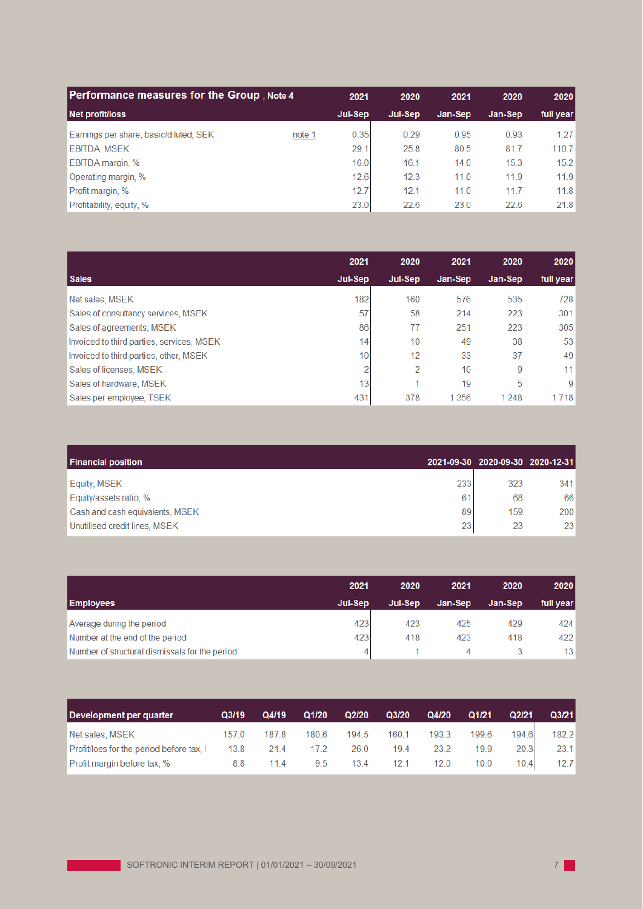| Performance measures for the Group , Note 4 | | 2021 | 2020 | 2021 | 2020 | 2020 |
|---|---|---|---|---|---|---|
| **Net profit/loss** | | **Jul-Sep** | **Jul-Sep** | **Jan-Sep** | **Jan-Sep** | **full year** |
| Earnings per share, basic/diluted, SEK | note 1 | 0.35 | 0.29 | 0.95 | 0.93 | 1.27 |
| EBITDA, MSEK | | 29.1 | 25.8 | 80.5 | 81.7 | 110.7 |
| EBITDA margin, % | | 16.0 | 16.1 | 14.0 | 15.3 | 15.2 |
| Operating margin, % | | 12.6 | 12.3 | 11.0 | 11.9 | 11.9 |
| Profit margin, % | | 12.7 | 12.1 | 11.0 | 11.7 | 11.8 |
| Profitability, equity, % | | 23.0 | 22.6 | 23.0 | 22.6 | 21.8 |

| | 2021 | 2020 | 2021 | 2020 | 2020 |
|---|---|---|---|---|---|
| **Sales** | **Jul-Sep** | **Jul-Sep** | **Jan-Sep** | **Jan-Sep** | **full year** |
| Net sales, MSEK | 182 | 160 | 576 | 535 | 728 |
| Sales of consultancy services, MSEK | 57 | 58 | 214 | 223 | 301 |
| Sales of agreements, MSEK | 86 | 77 | 251 | 223 | 305 |
| Invoiced to third parties, services, MSEK | 14 | 10 | 49 | 38 | 53 |
| Invoiced to third parties, other, MSEK | 10 | 12 | 33 | 37 | 49 |
| Sales of licenses, MSEK | 2 | 2 | 10 | 9 | 11 |
| Sales of hardware, MSEK | 13 | 1 | 19 | 5 | 9 |
| Sales per employee, TSEK | 431 | 378 | 1 356 | 1 248 | 1 718 |

| Financial position | 2021-09-30 | 2020-09-30 | 2020-12-31 |
|---|---|---|---|
| Equity, MSEK | 233 | 323 | 341 |
| Equity/assets ratio, % | 61 | 68 | 66 |
| Cash and cash equivalents, MSEK | 89 | 159 | 200 |
| Unutilised credit lines, MSEK | 23 | 23 | 23 |

| | 2021 | 2020 | 2021 | 2020 | 2020 |
|---|---|---|---|---|---|
| **Employees** | **Jul-Sep** | **Jul-Sep** | **Jan-Sep** | **Jan-Sep** | **full year** |
| Average during the period | 423 | 423 | 425 | 429 | 424 |
| Number at the end of the period | 423 | 418 | 423 | 418 | 422 |
| Number of structural dismissals for the period | 4 | 1 | 4 | 3 | 13 |

| Development per quarter | Q3/19 | Q4/19 | Q1/20 | Q2/20 | Q3/20 | Q4/20 | Q1/21 | Q2/21 | Q3/21 |
|---|---|---|---|---|---|---|---|---|---|
| Net sales, MSEK | 157.0 | 187.8 | 180.6 | 194.5 | 160.1 | 193.3 | 199.6 | 194.6 | 182.2 |
| Profit/loss for the period before tax, I | 13.8 | 21.4 | 17.2 | 26.0 | 19.4 | 23.2 | 19.9 | 20.3 | 23.1 |
| Profit margin before tax, % | 8.8 | 11.4 | 9.5 | 13.4 | 12.1 | 12.0 | 10.0 | 10.4 | 12.7 |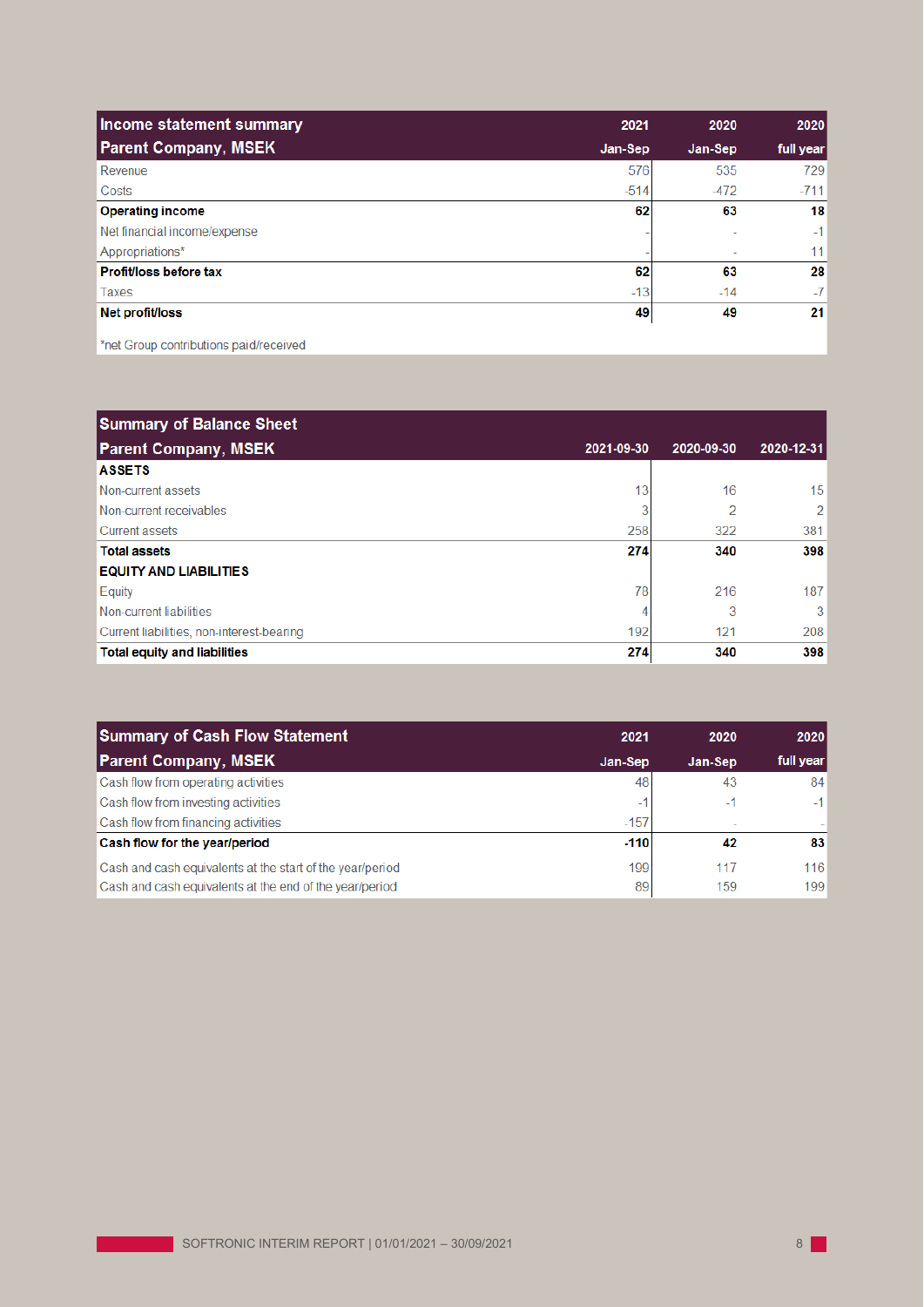| Income statement summary<br>Parent Company, MSEK | 2021<br>Jan-Sep | 2020<br>Jan-Sep | 2020<br>full year |
|---|---|---|---|
| Revenue | 576 | 535 | 729 |
| Costs | -514 | -472 | -711 |
| **Operating income** | **62** | **63** | **18** |
| Net financial income/expense | - | - | -1 |
| Appropriations* | - | - | 11 |
| **Profit/loss before tax** | **62** | **63** | **28** |
| Taxes | -13 | -14 | -7 |
| **Net profit/loss** | **49** | **49** | **21** |

*net Group contributions paid/received

| Summary of Balance Sheet<br>Parent Company, MSEK | 2021-09-30 | 2020-09-30 | 2020-12-31 |
|---|---|---|---|
| **ASSETS** | | | |
| Non-current assets | 13 | 16 | 15 |
| Non-current receivables | 3 | 2 | 2 |
| Current assets | 258 | 322 | 381 |
| **Total assets** | **274** | **340** | **398** |
| **EQUITY AND LIABILITIES** | | | |
| Equity | 78 | 216 | 187 |
| Non-current liabilities | 4 | 3 | 3 |
| Current liabilities, non-interest-bearing | 192 | 121 | 208 |
| **Total equity and liabilities** | **274** | **340** | **398** |

| Summary of Cash Flow Statement<br>Parent Company, MSEK | 2021<br>Jan-Sep | 2020<br>Jan-Sep | 2020<br>full year |
|---|---|---|---|
| Cash flow from operating activities | 48 | 43 | 84 |
| Cash flow from investing activities | -1 | -1 | -1 |
| Cash flow from financing activities | -157 | - | - |
| **Cash flow for the year/period** | **-110** | **42** | **83** |
| Cash and cash equivalents at the start of the year/period | 199 | 117 | 116 |
| Cash and cash equivalents at the end of the year/period | 89 | 159 | 199 |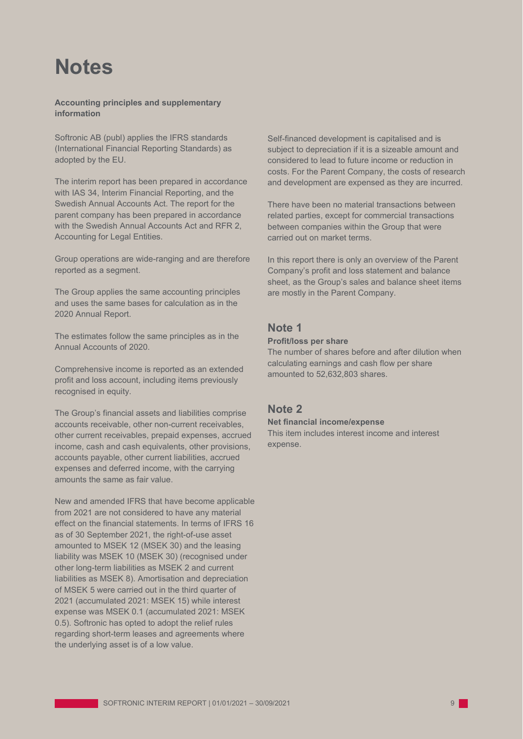# Notes

**Accounting principles and supplementary information**

Softronic AB (publ) applies the IFRS standards (International Financial Reporting Standards) as adopted by the EU.

The interim report has been prepared in accordance with IAS 34, Interim Financial Reporting, and the Swedish Annual Accounts Act. The report for the parent company has been prepared in accordance with the Swedish Annual Accounts Act and RFR 2, Accounting for Legal Entities.

Group operations are wide-ranging and are therefore reported as a segment.

The Group applies the same accounting principles and uses the same bases for calculation as in the 2020 Annual Report.

The estimates follow the same principles as in the Annual Accounts of 2020.

Comprehensive income is reported as an extended profit and loss account, including items previously recognised in equity.

The Group's financial assets and liabilities comprise accounts receivable, other non-current receivables, other current receivables, prepaid expenses, accrued income, cash and cash equivalents, other provisions, accounts payable, other current liabilities, accrued expenses and deferred income, with the carrying amounts the same as fair value.

New and amended IFRS that have become applicable from 2021 are not considered to have any material effect on the financial statements. In terms of IFRS 16 as of 30 September 2021, the right-of-use asset amounted to MSEK 12 (MSEK 30) and the leasing liability was MSEK 10 (MSEK 30) (recognised under other long-term liabilities as MSEK 2 and current liabilities as MSEK 8). Amortisation and depreciation of MSEK 5 were carried out in the third quarter of 2021 (accumulated 2021: MSEK 15) while interest expense was MSEK 0.1 (accumulated 2021: MSEK 0.5). Softronic has opted to adopt the relief rules regarding short-term leases and agreements where the underlying asset is of a low value.

Self-financed development is capitalised and is subject to depreciation if it is a sizeable amount and considered to lead to future income or reduction in costs. For the Parent Company, the costs of research and development are expensed as they are incurred.

There have been no material transactions between related parties, except for commercial transactions between companies within the Group that were carried out on market terms.

In this report there is only an overview of the Parent Company's profit and loss statement and balance sheet, as the Group's sales and balance sheet items are mostly in the Parent Company.

## Note 1

**Profit/loss per share**

The number of shares before and after dilution when calculating earnings and cash flow per share amounted to 52,632,803 shares.

## Note 2

**Net financial income/expense**

This item includes interest income and interest expense.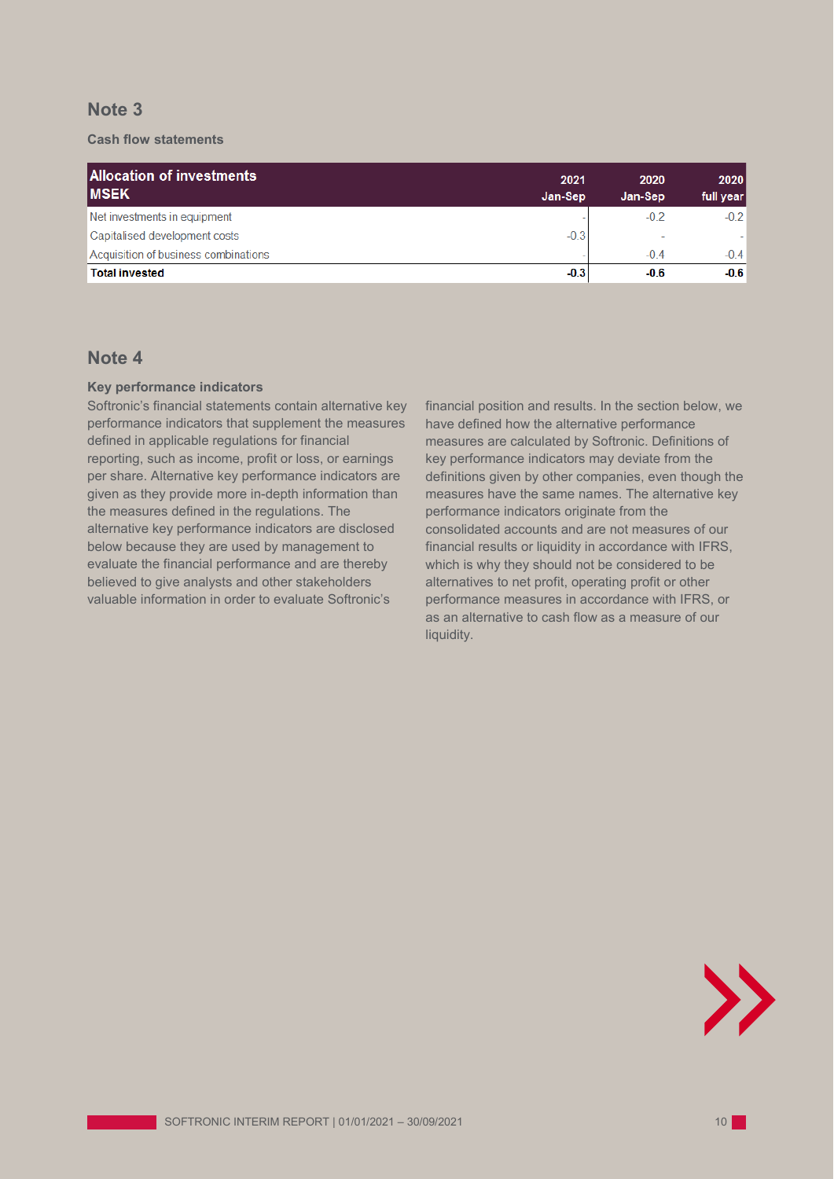## Note 3

### Cash flow statements

| Allocation of investments MSEK | 2021 Jan-Sep | 2020 Jan-Sep | 2020 full year |
|---|---|---|---|
| Net investments in equipment | - | -0.2 | -0.2 |
| Capitalised development costs | -0.3 | - | - |
| Acquisition of business combinations | - | -0.4 | -0.4 |
| **Total invested** | **-0.3** | **-0.6** | **-0.6** |

## Note 4

### Key performance indicators

Softronic's financial statements contain alternative key performance indicators that supplement the measures defined in applicable regulations for financial reporting, such as income, profit or loss, or earnings per share. Alternative key performance indicators are given as they provide more in-depth information than the measures defined in the regulations. The alternative key performance indicators are disclosed below because they are used by management to evaluate the financial performance and are thereby believed to give analysts and other stakeholders valuable information in order to evaluate Softronic's financial position and results. In the section below, we have defined how the alternative performance measures are calculated by Softronic. Definitions of key performance indicators may deviate from the definitions given by other companies, even though the measures have the same names. The alternative key performance indicators originate from the consolidated accounts and are not measures of our financial results or liquidity in accordance with IFRS, which is why they should not be considered to be alternatives to net profit, operating profit or other performance measures in accordance with IFRS, or as an alternative to cash flow as a measure of our liquidity.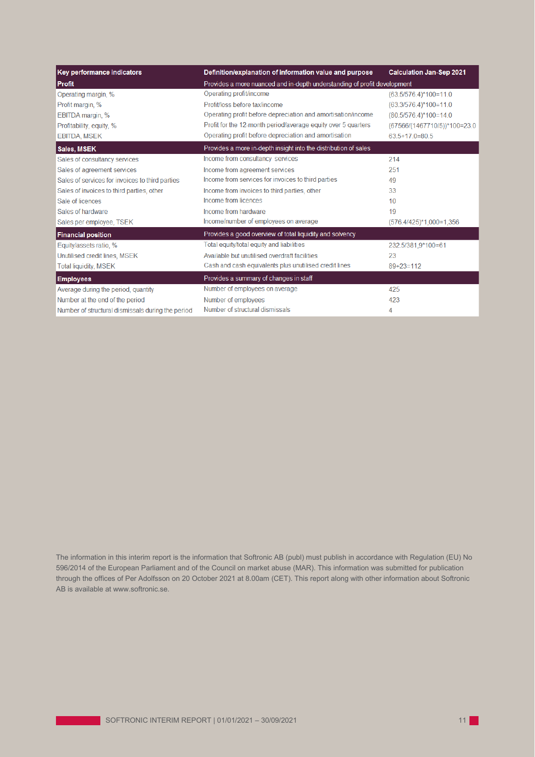| Key performance indicators | Definition/explanation of information value and purpose | Calculation Jan-Sep 2021 |
|---|---|---|
| **Profit** | Provides a more nuanced and in-depth understanding of profit development | |
| Operating margin, % | Operating profit/income | (63.5/576.4)*100=11.0 |
| Profit margin, % | Profit/loss before tax/income | (63.3/576.4)*100=11.0 |
| EBITDA margin, % | Operating profit before depreciation and amortisation/income | (80.5/576.4)*100=14.0 |
| Profitability, equity, % | Profit for the 12-month period/average equity over 5 quarters | (67566/(1467710/5))*100=23.0 |
| EBITDA, MSEK | Operating profit before depreciation and amortisation | 63.5+17.0=80.5 |
| **Sales, MSEK** | Provides a more in-depth insight into the distribution of sales | |
| Sales of consultancy services | Income from consultancy services | 214 |
| Sales of agreement services | Income from agreement services | 251 |
| Sales of services for invoices to third parties | Income from services for invoices to third parties | 49 |
| Sales of invoices to third parties, other | Income from invoices to third parties, other | 33 |
| Sale of licences | Income from licences | 10 |
| Sales of hardware | Income from hardware | 19 |
| Sales per employee, TSEK | Income/number of employees on average | (576.4/425)*1,000=1,356 |
| **Financial position** | Provides a good overview of total liquidity and solvency | |
| Equity/assets ratio, % | Total equity/total equity and liabilities | 232.5/381,9*100=61 |
| Unutilised credit lines, MSEK | Available but unutilised overdraft facilities | 23 |
| Total liquidity, MSEK | Cash and cash equivalents plus unutilised credit lines | 89+23=112 |
| **Employees** | Provides a summary of changes in staff | |
| Average during the period, quantity | Number of employees on average | 425 |
| Number at the end of the period | Number of employees | 423 |
| Number of structural dismissals during the period | Number of structural dismissals | 4 |

The information in this interim report is the information that Softronic AB (publ) must publish in accordance with Regulation (EU) No 596/2014 of the European Parliament and of the Council on market abuse (MAR). This information was submitted for publication through the offices of Per Adolfsson on 20 October 2021 at 8.00am (CET). This report along with other information about Softronic AB is available at www.softronic.se.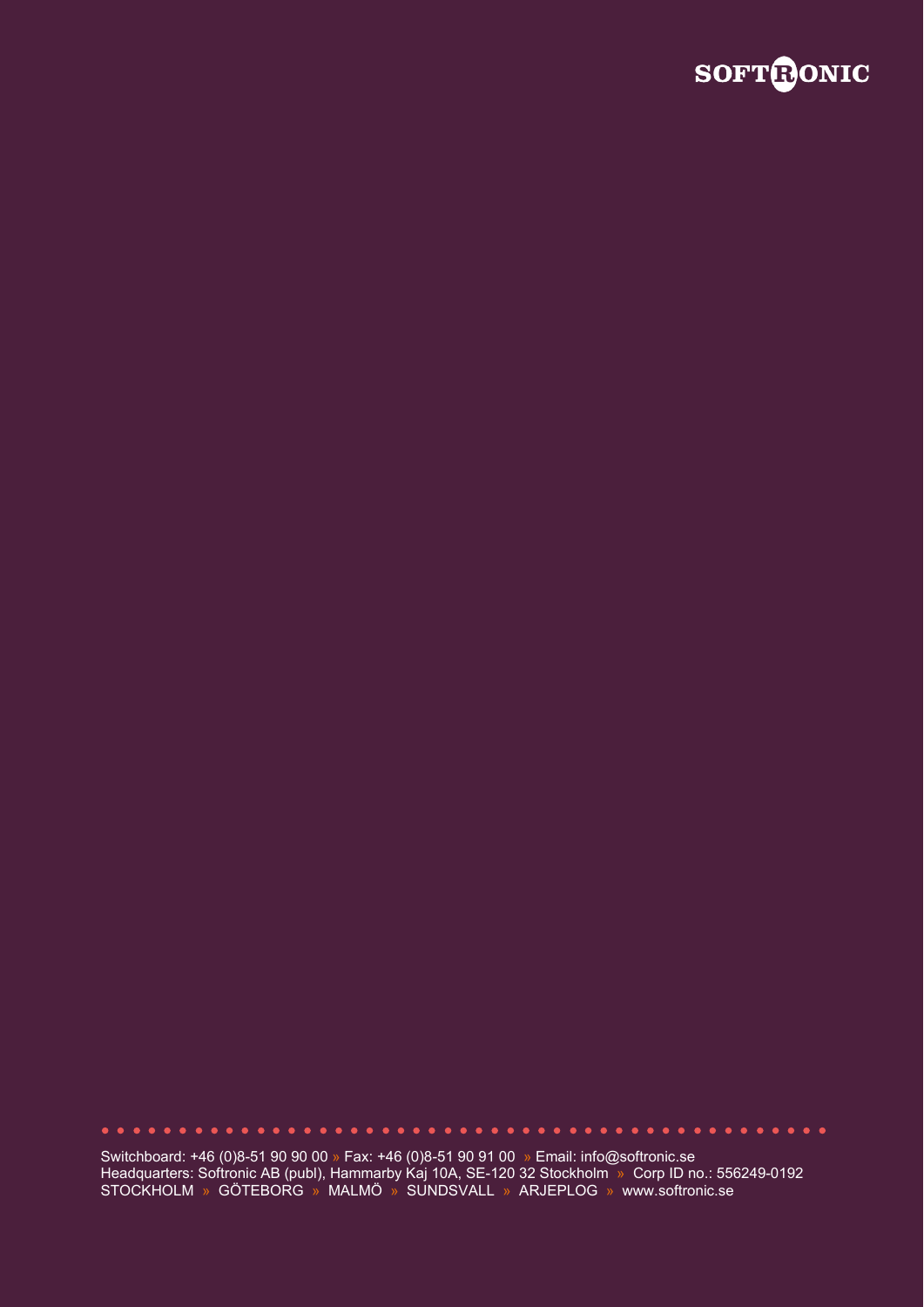SOFTRONIC

Switchboard: +46 (0)8-51 90 90 00 » Fax: +46 (0)8-51 90 91 00 » Email: info@softronic.se
Headquarters: Softronic AB (publ), Hammarby Kaj 10A, SE-120 32 Stockholm » Corp ID no.: 556249-0192
STOCKHOLM » GÖTEBORG » MALMÖ » SUNDSVALL » ARJEPLOG » www.softronic.se